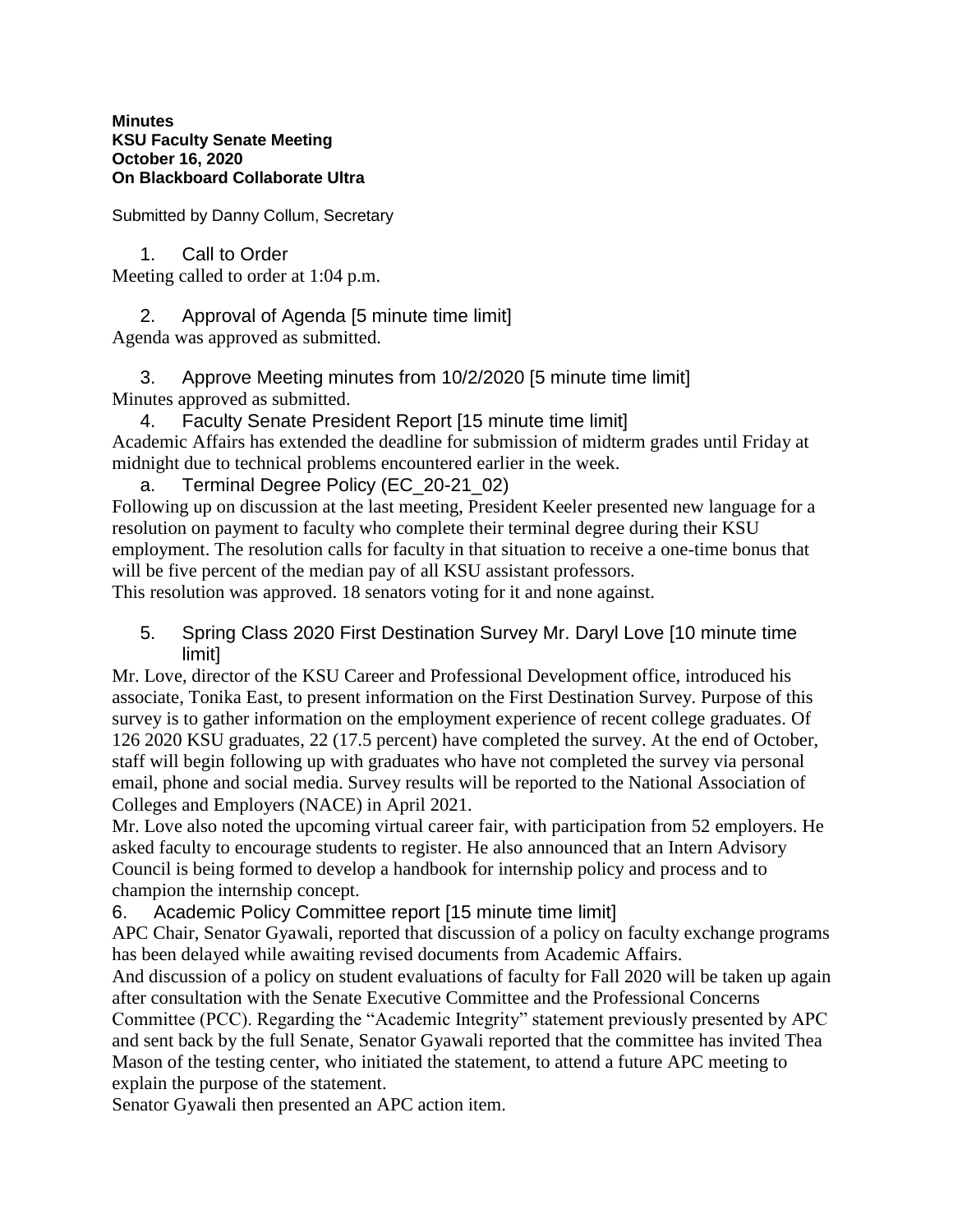**Minutes**
**KSU Faculty Senate Meeting**
**October 16, 2020**
**On Blackboard Collaborate Ultra**

Submitted by Danny Collum, Secretary

1. Call to Order

Meeting called to order at 1:04 p.m.

2. Approval of Agenda [5 minute time limit]

Agenda was approved as submitted.

3. Approve Meeting minutes from 10/2/2020 [5 minute time limit]

Minutes approved as submitted.

4. Faculty Senate President Report [15 minute time limit]

Academic Affairs has extended the deadline for submission of midterm grades until Friday at midnight due to technical problems encountered earlier in the week.

a. Terminal Degree Policy (EC_20-21_02)

Following up on discussion at the last meeting, President Keeler presented new language for a resolution on payment to faculty who complete their terminal degree during their KSU employment. The resolution calls for faculty in that situation to receive a one-time bonus that will be five percent of the median pay of all KSU assistant professors.
This resolution was approved. 18 senators voting for it and none against.

5. Spring Class 2020 First Destination Survey Mr. Daryl Love [10 minute time limit]

Mr. Love, director of the KSU Career and Professional Development office, introduced his associate, Tonika East, to present information on the First Destination Survey. Purpose of this survey is to gather information on the employment experience of recent college graduates. Of 126 2020 KSU graduates, 22 (17.5 percent) have completed the survey. At the end of October, staff will begin following up with graduates who have not completed the survey via personal email, phone and social media. Survey results will be reported to the National Association of Colleges and Employers (NACE) in April 2021.
Mr. Love also noted the upcoming virtual career fair, with participation from 52 employers. He asked faculty to encourage students to register. He also announced that an Intern Advisory Council is being formed to develop a handbook for internship policy and process and to champion the internship concept.

6. Academic Policy Committee report [15 minute time limit]

APC Chair, Senator Gyawali, reported that discussion of a policy on faculty exchange programs has been delayed while awaiting revised documents from Academic Affairs.
And discussion of a policy on student evaluations of faculty for Fall 2020 will be taken up again after consultation with the Senate Executive Committee and the Professional Concerns Committee (PCC). Regarding the "Academic Integrity" statement previously presented by APC and sent back by the full Senate, Senator Gyawali reported that the committee has invited Thea Mason of the testing center, who initiated the statement, to attend a future APC meeting to explain the purpose of the statement.
Senator Gyawali then presented an APC action item.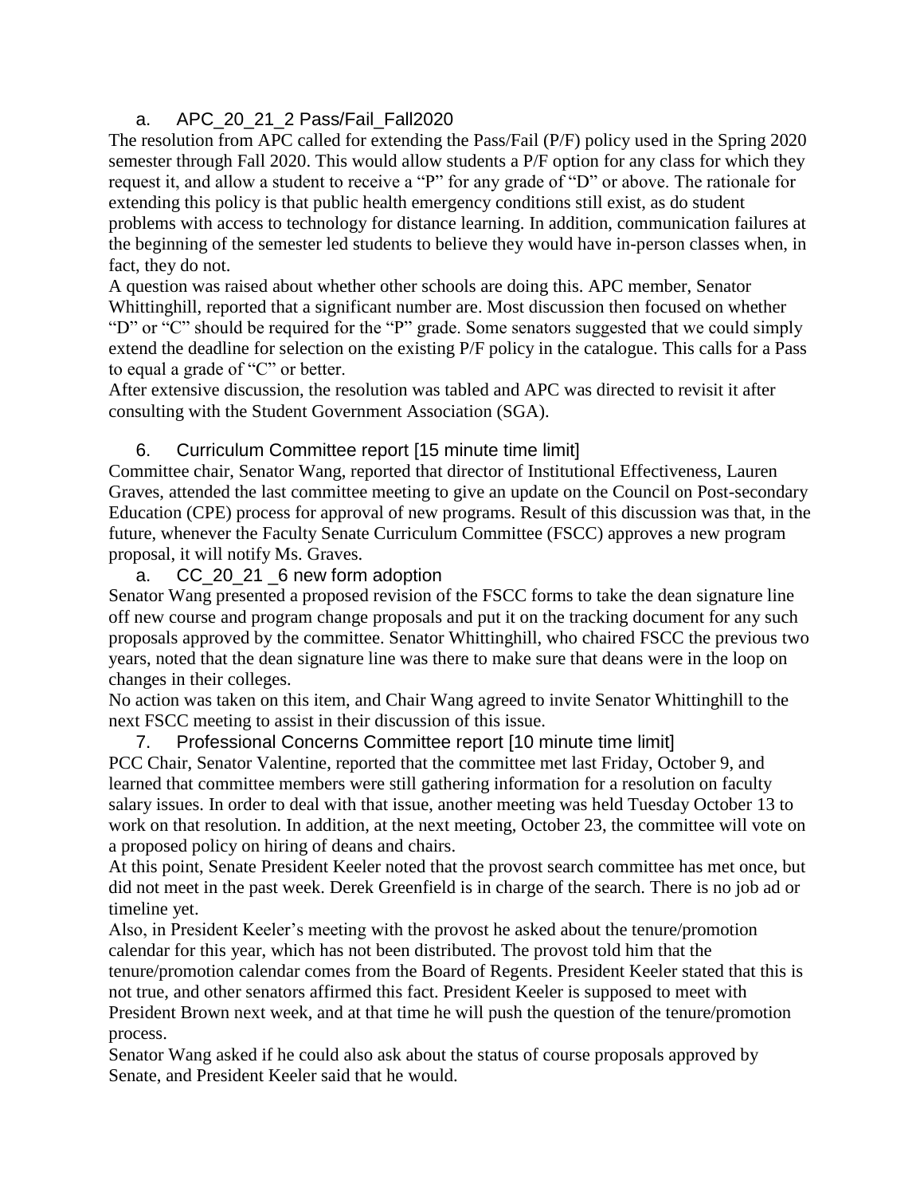a. APC_20_21_2 Pass/Fail_Fall2020

The resolution from APC called for extending the Pass/Fail (P/F) policy used in the Spring 2020 semester through Fall 2020. This would allow students a P/F option for any class for which they request it, and allow a student to receive a "P" for any grade of "D" or above. The rationale for extending this policy is that public health emergency conditions still exist, as do student problems with access to technology for distance learning. In addition, communication failures at the beginning of the semester led students to believe they would have in-person classes when, in fact, they do not.

A question was raised about whether other schools are doing this. APC member, Senator Whittinghill, reported that a significant number are. Most discussion then focused on whether "D" or "C" should be required for the "P" grade. Some senators suggested that we could simply extend the deadline for selection on the existing P/F policy in the catalogue. This calls for a Pass to equal a grade of "C" or better.

After extensive discussion, the resolution was tabled and APC was directed to revisit it after consulting with the Student Government Association (SGA).

6. Curriculum Committee report [15 minute time limit]

Committee chair, Senator Wang, reported that director of Institutional Effectiveness, Lauren Graves, attended the last committee meeting to give an update on the Council on Post-secondary Education (CPE) process for approval of new programs. Result of this discussion was that, in the future, whenever the Faculty Senate Curriculum Committee (FSCC) approves a new program proposal, it will notify Ms. Graves.

a. CC_20_21 _6 new form adoption

Senator Wang presented a proposed revision of the FSCC forms to take the dean signature line off new course and program change proposals and put it on the tracking document for any such proposals approved by the committee. Senator Whittinghill, who chaired FSCC the previous two years, noted that the dean signature line was there to make sure that deans were in the loop on changes in their colleges.

No action was taken on this item, and Chair Wang agreed to invite Senator Whittinghill to the next FSCC meeting to assist in their discussion of this issue.

7. Professional Concerns Committee report [10 minute time limit]

PCC Chair, Senator Valentine, reported that the committee met last Friday, October 9, and learned that committee members were still gathering information for a resolution on faculty salary issues. In order to deal with that issue, another meeting was held Tuesday October 13 to work on that resolution. In addition, at the next meeting, October 23, the committee will vote on a proposed policy on hiring of deans and chairs.

At this point, Senate President Keeler noted that the provost search committee has met once, but did not meet in the past week. Derek Greenfield is in charge of the search. There is no job ad or timeline yet.

Also, in President Keeler's meeting with the provost he asked about the tenure/promotion calendar for this year, which has not been distributed. The provost told him that the tenure/promotion calendar comes from the Board of Regents. President Keeler stated that this is not true, and other senators affirmed this fact. President Keeler is supposed to meet with President Brown next week, and at that time he will push the question of the tenure/promotion process.

Senator Wang asked if he could also ask about the status of course proposals approved by Senate, and President Keeler said that he would.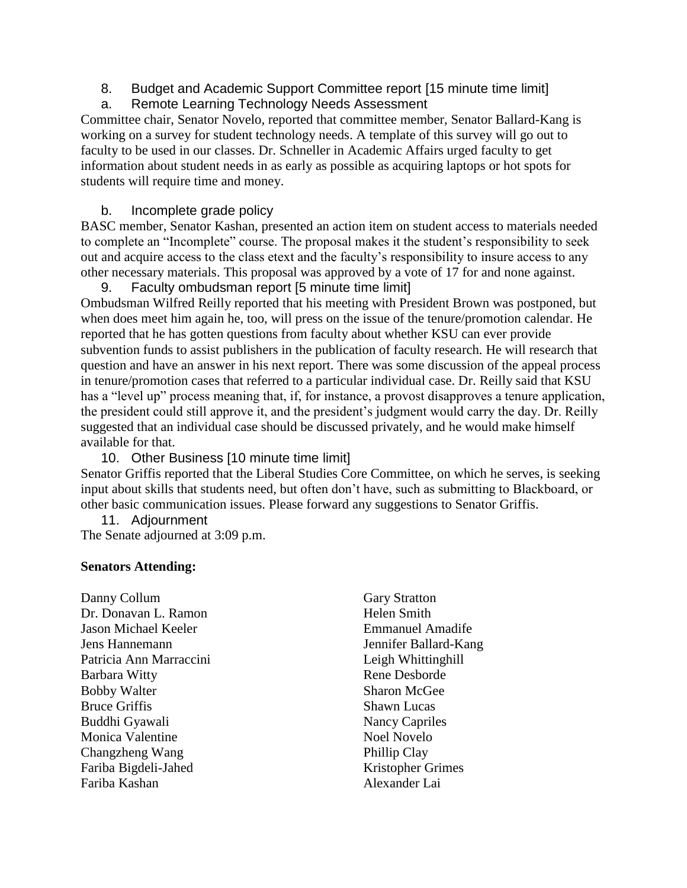8. Budget and Academic Support Committee report [15 minute time limit]

a. Remote Learning Technology Needs Assessment

Committee chair, Senator Novelo, reported that committee member, Senator Ballard-Kang is working on a survey for student technology needs. A template of this survey will go out to faculty to be used in our classes. Dr. Schneller in Academic Affairs urged faculty to get information about student needs in as early as possible as acquiring laptops or hot spots for students will require time and money.

b. Incomplete grade policy

BASC member, Senator Kashan, presented an action item on student access to materials needed to complete an "Incomplete" course. The proposal makes it the student's responsibility to seek out and acquire access to the class etext and the faculty's responsibility to insure access to any other necessary materials. This proposal was approved by a vote of 17 for and none against.

9. Faculty ombudsman report [5 minute time limit]

Ombudsman Wilfred Reilly reported that his meeting with President Brown was postponed, but when does meet him again he, too, will press on the issue of the tenure/promotion calendar. He reported that he has gotten questions from faculty about whether KSU can ever provide subvention funds to assist publishers in the publication of faculty research. He will research that question and have an answer in his next report. There was some discussion of the appeal process in tenure/promotion cases that referred to a particular individual case. Dr. Reilly said that KSU has a "level up" process meaning that, if, for instance, a provost disapproves a tenure application, the president could still approve it, and the president's judgment would carry the day. Dr. Reilly suggested that an individual case should be discussed privately, and he would make himself available for that.

10. Other Business [10 minute time limit]

Senator Griffis reported that the Liberal Studies Core Committee, on which he serves, is seeking input about skills that students need, but often don't have, such as submitting to Blackboard, or other basic communication issues. Please forward any suggestions to Senator Griffis.

11. Adjournment

The Senate adjourned at 3:09 p.m.

**Senators Attending:**

Danny Collum
Dr. Donavan L. Ramon
Jason Michael Keeler
Jens Hannemann
Patricia Ann Marraccini
Barbara Witty
Bobby Walter
Bruce Griffis
Buddhi Gyawali
Monica Valentine
Changzheng Wang
Fariba Bigdeli-Jahed
Fariba Kashan
Gary Stratton
Helen Smith
Emmanuel Amadife
Jennifer Ballard-Kang
Leigh Whittinghill
Rene Desborde
Sharon McGee
Shawn Lucas
Nancy Capriles
Noel Novelo
Phillip Clay
Kristopher Grimes
Alexander Lai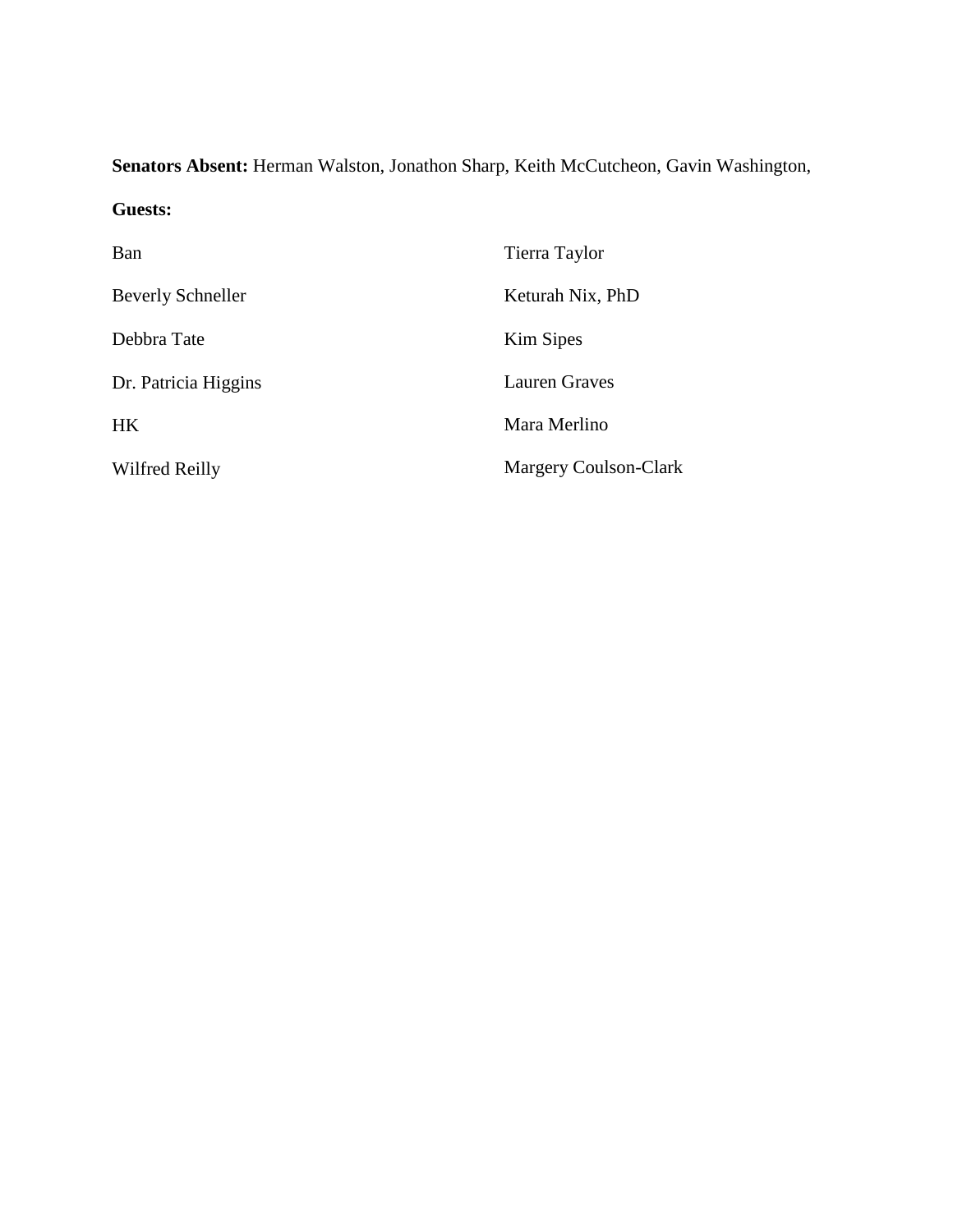**Senators Absent:** Herman Walston, Jonathon Sharp, Keith McCutcheon, Gavin Washington,

**Guests:**

Ban

Beverly Schneller

Debbra Tate

Dr. Patricia Higgins

HK

Wilfred Reilly

Tierra Taylor

Keturah Nix, PhD

Kim Sipes

Lauren Graves

Mara Merlino

Margery Coulson-Clark